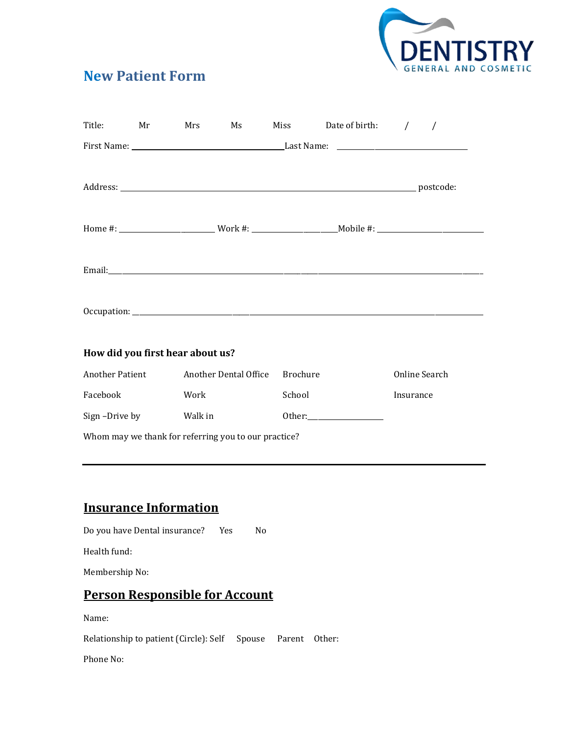DENTISTRY
GENERAL AND COSMETIC

## New Patient Form

Title: Mr Mrs Ms Miss Date of birth: / /

First Name: ______________________ Last Name: ______________________

Address: __________________________________________________ postcode:

Home #: ________________ Work #: ________________ Mobile #: ________________

Email: __________________________________________________

Occupation: __________________________________________________

### How did you first hear about us?

| | | | |
|---|---|---|---|
| Another Patient | Another Dental Office | Brochure | Online Search |
| Facebook | Work | School | Insurance |
| Sign –Drive by | Walk in | Other: ______________ | |

Whom may we thank for referring you to our practice?

---

## Insurance Information

Do you have Dental insurance? Yes No

Health fund:

Membership No:

## Person Responsible for Account

Name:

Relationship to patient (Circle): Self Spouse Parent Other:

Phone No: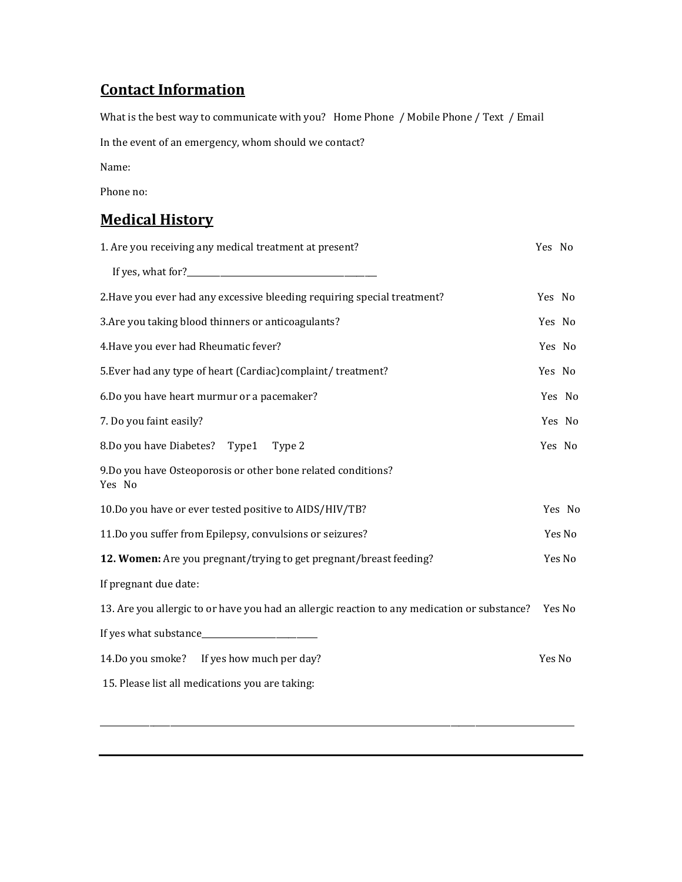## Contact Information

What is the best way to communicate with you? Home Phone / Mobile Phone / Text / Email

In the event of an emergency, whom should we contact?

Name:

Phone no:

## Medical History

1. Are you receiving any medical treatment at present? Yes No

   If yes, what for?_______________________________________

2.Have you ever had any excessive bleeding requiring special treatment? Yes No

3.Are you taking blood thinners or anticoagulants? Yes No

4.Have you ever had Rheumatic fever? Yes No

5.Ever had any type of heart (Cardiac)complaint/ treatment? Yes No

6.Do you have heart murmur or a pacemaker? Yes No

7. Do you faint easily? Yes No

8.Do you have Diabetes? Type1 Type 2 Yes No

9.Do you have Osteoporosis or other bone related conditions?
Yes No

10.Do you have or ever tested positive to AIDS/HIV/TB? Yes No

11.Do you suffer from Epilepsy, convulsions or seizures? Yes No

**12. Women:** Are you pregnant/trying to get pregnant/breast feeding? Yes No

If pregnant due date:

13. Are you allergic to or have you had an allergic reaction to any medication or substance? Yes No

If yes what substance__________________________

14.Do you smoke? If yes how much per day? Yes No

15. Please list all medications you are taking:

___________________________________________________________________________

---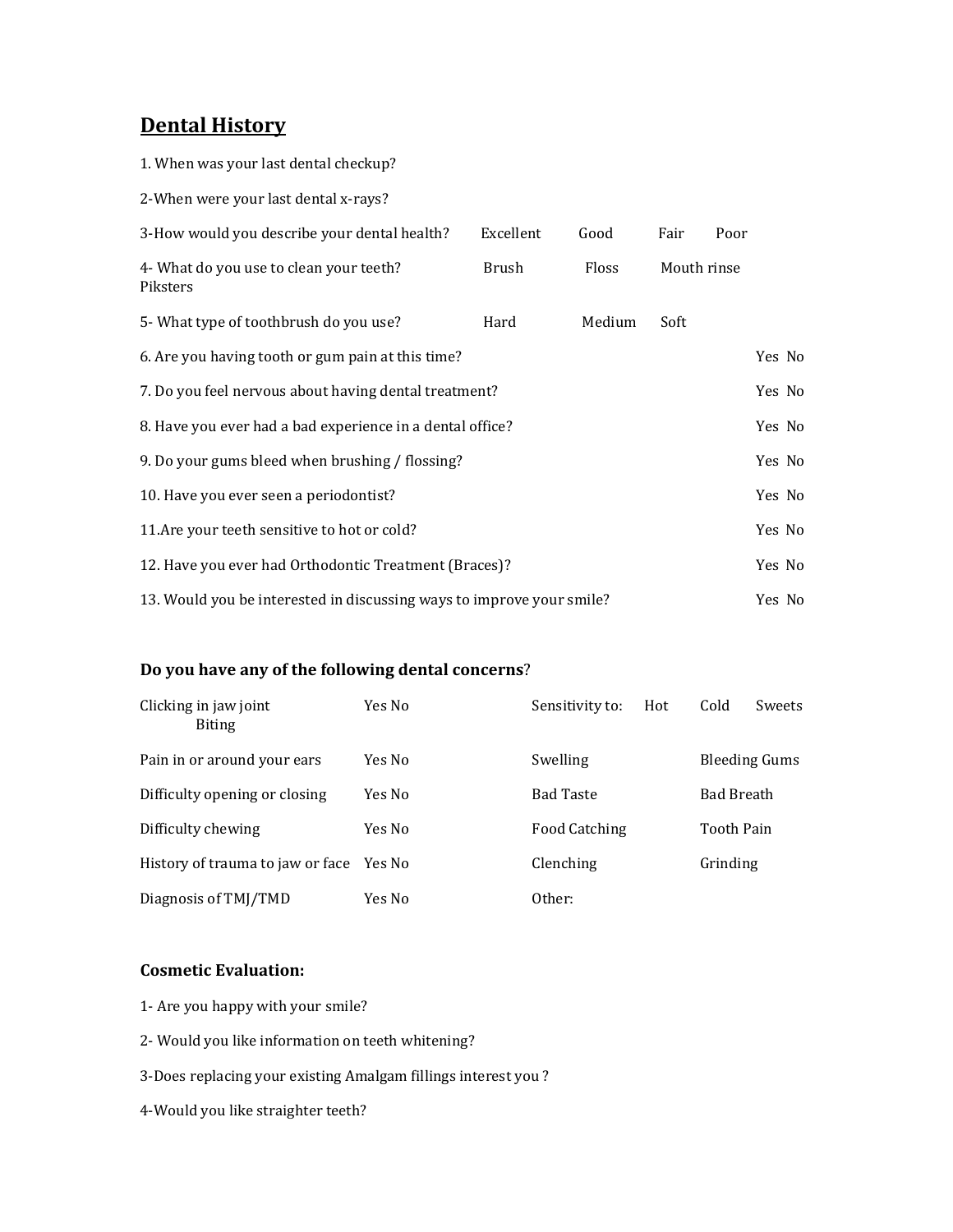## Dental History

1. When was your last dental checkup?

2-When were your last dental x-rays?

3-How would you describe your dental health? Excellent Good Fair Poor

4- What do you use to clean your teeth? Brush Floss Mouth rinse Piksters

5- What type of toothbrush do you use? Hard Medium Soft

| | |
|---|---|
| 6. Are you having tooth or gum pain at this time? | Yes No |
| 7. Do you feel nervous about having dental treatment? | Yes No |
| 8. Have you ever had a bad experience in a dental office? | Yes No |
| 9. Do your gums bleed when brushing / flossing? | Yes No |
| 10. Have you ever seen a periodontist? | Yes No |
| 11.Are your teeth sensitive to hot or cold? | Yes No |
| 12. Have you ever had Orthodontic Treatment (Braces)? | Yes No |
| 13. Would you be interested in discussing ways to improve your smile? | Yes No |

### **Do you have any of the following dental concerns**?

| | | | |
|---|---|---|---|
| Clicking in jaw joint | Yes No | Sensitivity to: Hot Cold Sweets Biting | |
| Pain in or around your ears | Yes No | Swelling | Bleeding Gums |
| Difficulty opening or closing | Yes No | Bad Taste | Bad Breath |
| Difficulty chewing | Yes No | Food Catching | Tooth Pain |
| History of trauma to jaw or face | Yes No | Clenching | Grinding |
| Diagnosis of TMJ/TMD | Yes No | Other: | |

### **Cosmetic Evaluation:**

1- Are you happy with your smile?

2- Would you like information on teeth whitening?

3-Does replacing your existing Amalgam fillings interest you ?

4-Would you like straighter teeth?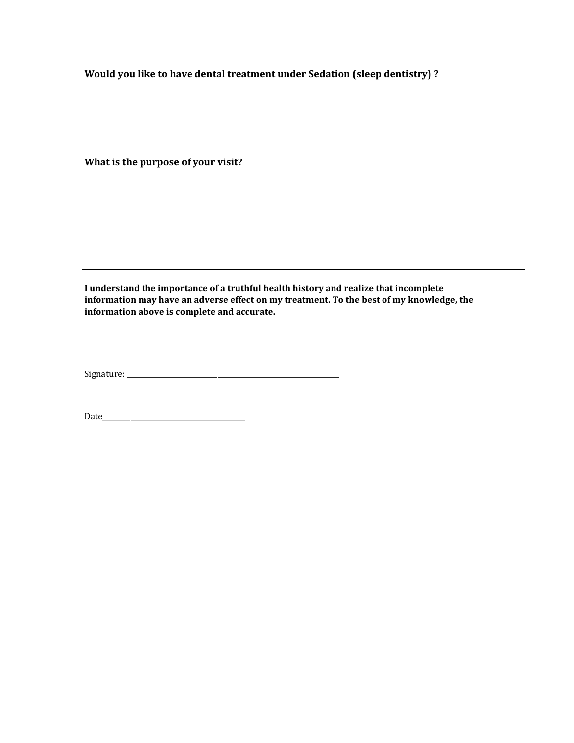**Would you like to have dental treatment under Sedation (sleep dentistry) ?**

**What is the purpose of your visit?**

---

**I understand the importance of a truthful health history and realize that incomplete information may have an adverse effect on my treatment. To the best of my knowledge, the information above is complete and accurate.**

Signature: ___________________________________________________________

Date_____________________________________________